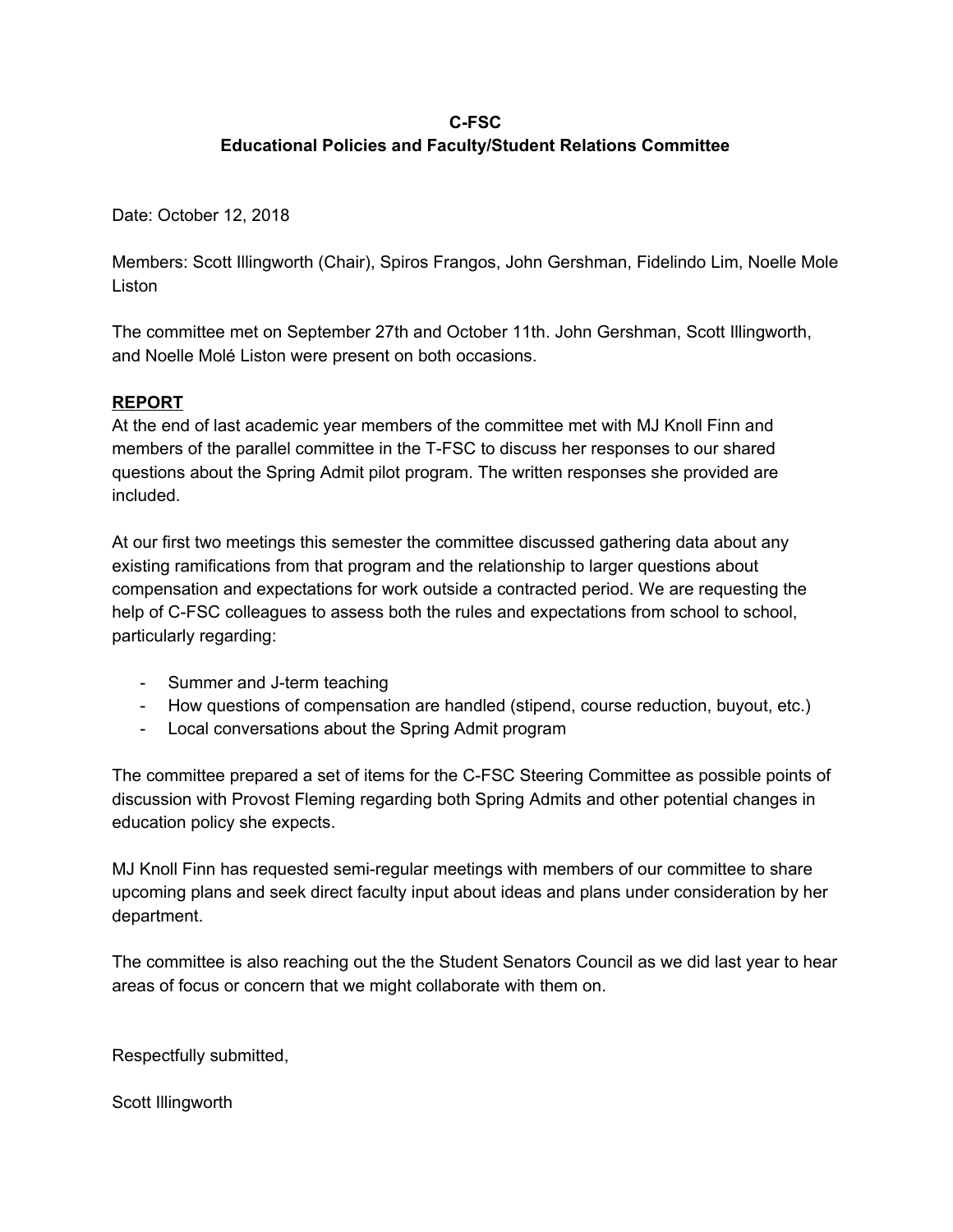**C-FSC**

**Educational Policies and Faculty/Student Relations Committee**

Date: October 12, 2018

Members: Scott Illingworth (Chair), Spiros Frangos, John Gershman, Fidelindo Lim, Noelle Mole Liston

The committee met on September 27th and October 11th. John Gershman, Scott Illingworth, and Noelle Molé Liston were present on both occasions.

**REPORT**

At the end of last academic year members of the committee met with MJ Knoll Finn and members of the parallel committee in the T-FSC to discuss her responses to our shared questions about the Spring Admit pilot program. The written responses she provided are included.

At our first two meetings this semester the committee discussed gathering data about any existing ramifications from that program and the relationship to larger questions about compensation and expectations for work outside a contracted period. We are requesting the help of C-FSC colleagues to assess both the rules and expectations from school to school, particularly regarding:

- Summer and J-term teaching
- How questions of compensation are handled (stipend, course reduction, buyout, etc.)
- Local conversations about the Spring Admit program

The committee prepared a set of items for the C-FSC Steering Committee as possible points of discussion with Provost Fleming regarding both Spring Admits and other potential changes in education policy she expects.

MJ Knoll Finn has requested semi-regular meetings with members of our committee to share upcoming plans and seek direct faculty input about ideas and plans under consideration by her department.

The committee is also reaching out the the Student Senators Council as we did last year to hear areas of focus or concern that we might collaborate with them on.

Respectfully submitted,

Scott Illingworth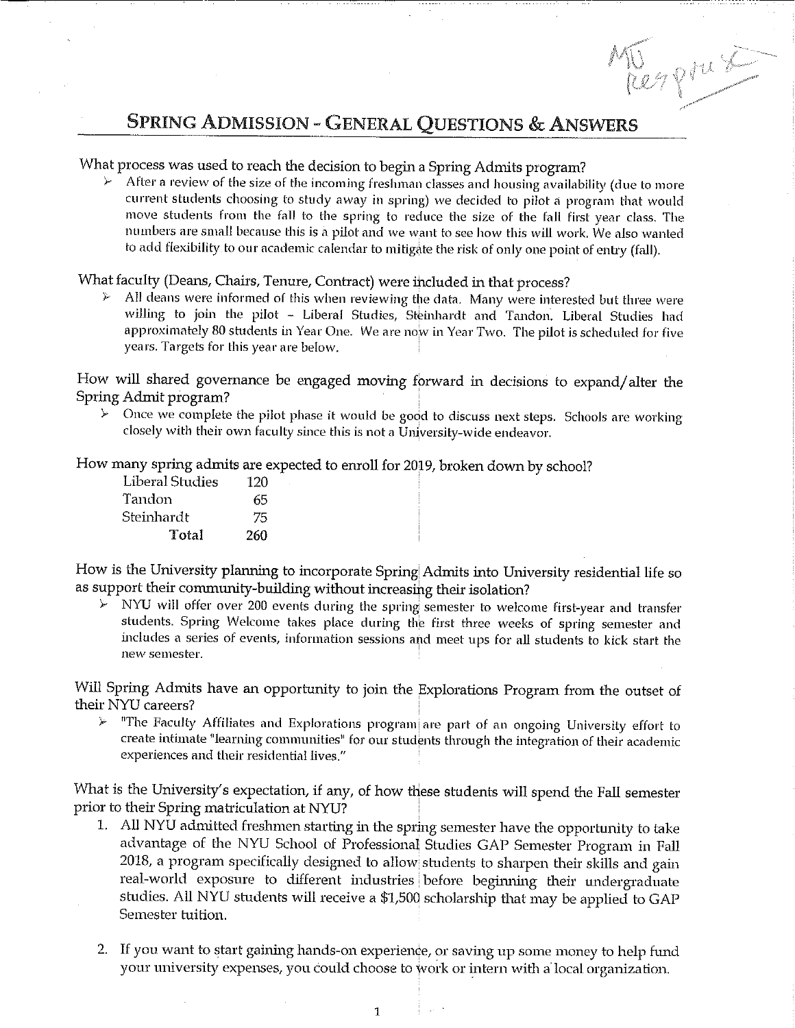MTJ Response

# SPRING ADMISSION - GENERAL QUESTIONS & ANSWERS

What process was used to reach the decision to begin a Spring Admits program?

- After a review of the size of the incoming freshman classes and housing availability (due to more current students choosing to study away in spring) we decided to pilot a program that would move students from the fall to the spring to reduce the size of the fall first year class. The numbers are small because this is a pilot and we want to see how this will work. We also wanted to add flexibility to our academic calendar to mitigate the risk of only one point of entry (fall).

What faculty (Deans, Chairs, Tenure, Contract) were included in that process?

- All deans were informed of this when reviewing the data. Many were interested but three were willing to join the pilot – Liberal Studies, Steinhardt and Tandon. Liberal Studies had approximately 80 students in Year One. We are now in Year Two. The pilot is scheduled for five years. Targets for this year are below.

How will shared governance be engaged moving forward in decisions to expand/alter the Spring Admit program?

- Once we complete the pilot phase it would be good to discuss next steps. Schools are working closely with their own faculty since this is not a University-wide endeavor.

How many spring admits are expected to enroll for 2019, broken down by school?

| | |
|---|---|
| Liberal Studies | 120 |
| Tandon | 65 |
| Steinhardt | 75 |
| **Total** | 260 |

How is the University planning to incorporate Spring Admits into University residential life so as support their community-building without increasing their isolation?

- NYU will offer over 200 events during the spring semester to welcome first-year and transfer students. Spring Welcome takes place during the first three weeks of spring semester and includes a series of events, information sessions and meet ups for all students to kick start the new semester.

Will Spring Admits have an opportunity to join the Explorations Program from the outset of their NYU careers?

- "The Faculty Affiliates and Explorations program are part of an ongoing University effort to create intimate "learning communities" for our students through the integration of their academic experiences and their residential lives."

What is the University's expectation, if any, of how these students will spend the Fall semester prior to their Spring matriculation at NYU?

1. All NYU admitted freshmen starting in the spring semester have the opportunity to take advantage of the NYU School of Professional Studies GAP Semester Program in Fall 2018, a program specifically designed to allow students to sharpen their skills and gain real-world exposure to different industries before beginning their undergraduate studies. All NYU students will receive a $1,500 scholarship that may be applied to GAP Semester tuition.

2. If you want to start gaining hands-on experience, or saving up some money to help fund your university expenses, you could choose to work or intern with a local organization.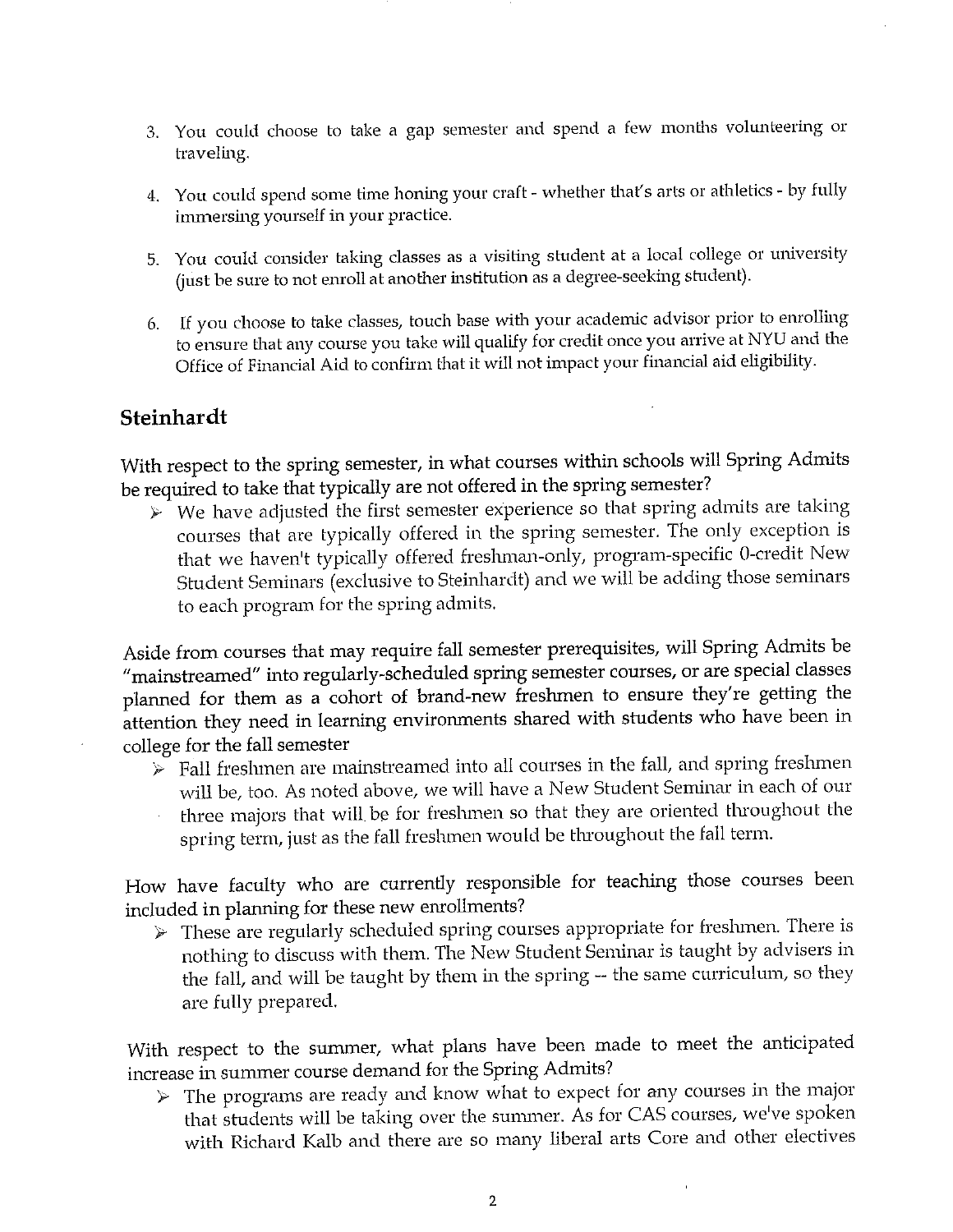3. You could choose to take a gap semester and spend a few months volunteering or traveling.

4. You could spend some time honing your craft - whether that's arts or athletics - by fully immersing yourself in your practice.

5. You could consider taking classes as a visiting student at a local college or university (just be sure to not enroll at another institution as a degree-seeking student).

6. If you choose to take classes, touch base with your academic advisor prior to enrolling to ensure that any course you take will qualify for credit once you arrive at NYU and the Office of Financial Aid to confirm that it will not impact your financial aid eligibility.

## Steinhardt

With respect to the spring semester, in what courses within schools will Spring Admits be required to take that typically are not offered in the spring semester?

➢ We have adjusted the first semester experience so that spring admits are taking courses that are typically offered in the spring semester. The only exception is that we haven't typically offered freshman-only, program-specific 0-credit New Student Seminars (exclusive to Steinhardt) and we will be adding those seminars to each program for the spring admits.

Aside from courses that may require fall semester prerequisites, will Spring Admits be "mainstreamed" into regularly-scheduled spring semester courses, or are special classes planned for them as a cohort of brand-new freshmen to ensure they're getting the attention they need in learning environments shared with students who have been in college for the fall semester

➢ Fall freshmen are mainstreamed into all courses in the fall, and spring freshmen will be, too. As noted above, we will have a New Student Seminar in each of our three majors that will be for freshmen so that they are oriented throughout the spring term, just as the fall freshmen would be throughout the fall term.

How have faculty who are currently responsible for teaching those courses been included in planning for these new enrollments?

➢ These are regularly scheduled spring courses appropriate for freshmen. There is nothing to discuss with them. The New Student Seminar is taught by advisers in the fall, and will be taught by them in the spring -- the same curriculum, so they are fully prepared.

With respect to the summer, what plans have been made to meet the anticipated increase in summer course demand for the Spring Admits?

➢ The programs are ready and know what to expect for any courses in the major that students will be taking over the summer. As for CAS courses, we've spoken with Richard Kalb and there are so many liberal arts Core and other electives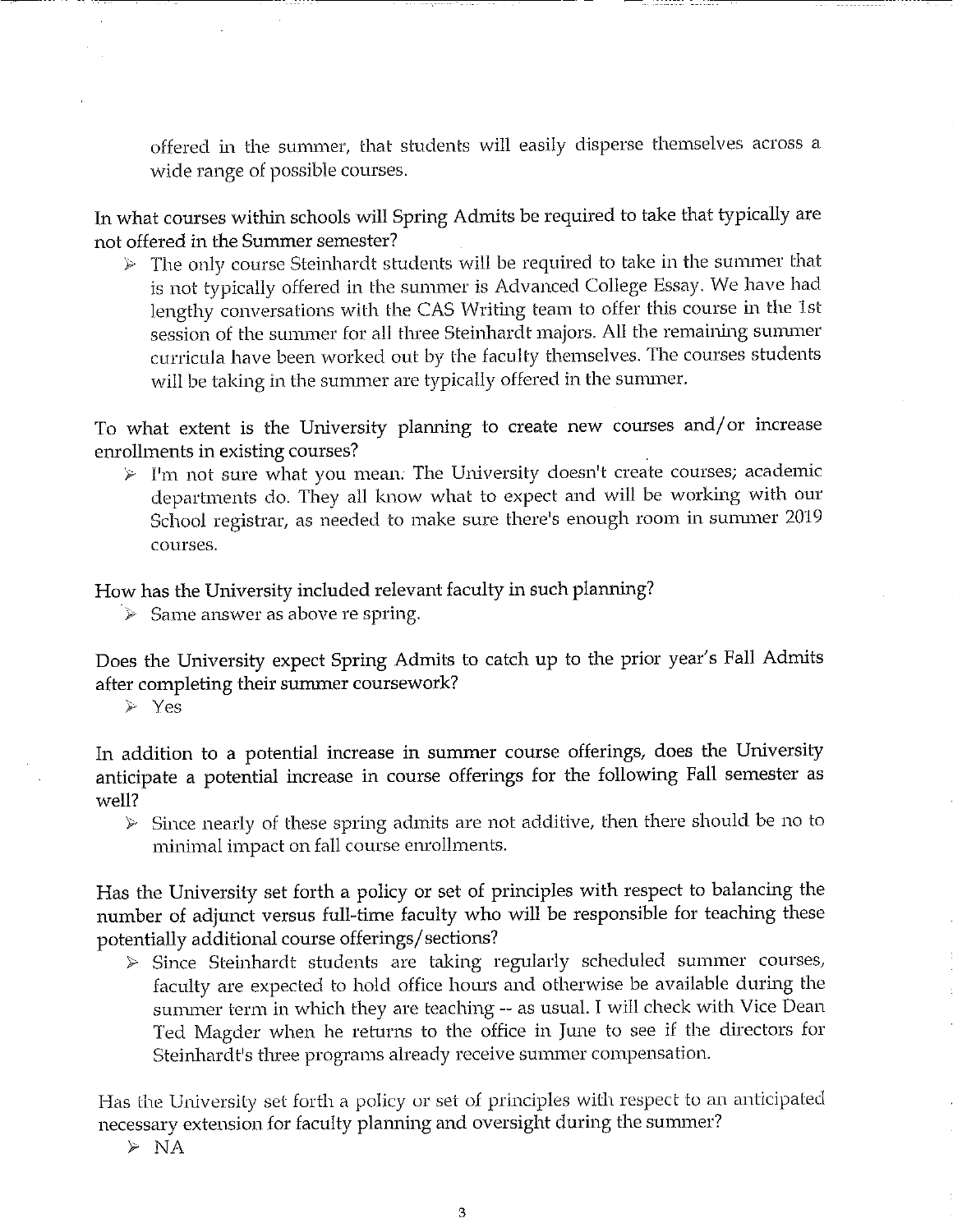offered in the summer, that students will easily disperse themselves across a wide range of possible courses.

In what courses within schools will Spring Admits be required to take that typically are not offered in the Summer semester?

- The only course Steinhardt students will be required to take in the summer that is not typically offered in the summer is Advanced College Essay. We have had lengthy conversations with the CAS Writing team to offer this course in the 1st session of the summer for all three Steinhardt majors. All the remaining summer curricula have been worked out by the faculty themselves. The courses students will be taking in the summer are typically offered in the summer.

To what extent is the University planning to create new courses and/or increase enrollments in existing courses?

- I'm not sure what you mean. The University doesn't create courses; academic departments do. They all know what to expect and will be working with our School registrar, as needed to make sure there's enough room in summer 2019 courses.

How has the University included relevant faculty in such planning?

- Same answer as above re spring.

Does the University expect Spring Admits to catch up to the prior year's Fall Admits after completing their summer coursework?

- Yes

In addition to a potential increase in summer course offerings, does the University anticipate a potential increase in course offerings for the following Fall semester as well?

- Since nearly of these spring admits are not additive, then there should be no to minimal impact on fall course enrollments.

Has the University set forth a policy or set of principles with respect to balancing the number of adjunct versus full-time faculty who will be responsible for teaching these potentially additional course offerings/sections?

- Since Steinhardt students are taking regularly scheduled summer courses, faculty are expected to hold office hours and otherwise be available during the summer term in which they are teaching -- as usual. I will check with Vice Dean Ted Magder when he returns to the office in June to see if the directors for Steinhardt's three programs already receive summer compensation.

Has the University set forth a policy or set of principles with respect to an anticipated necessary extension for faculty planning and oversight during the summer?

- NA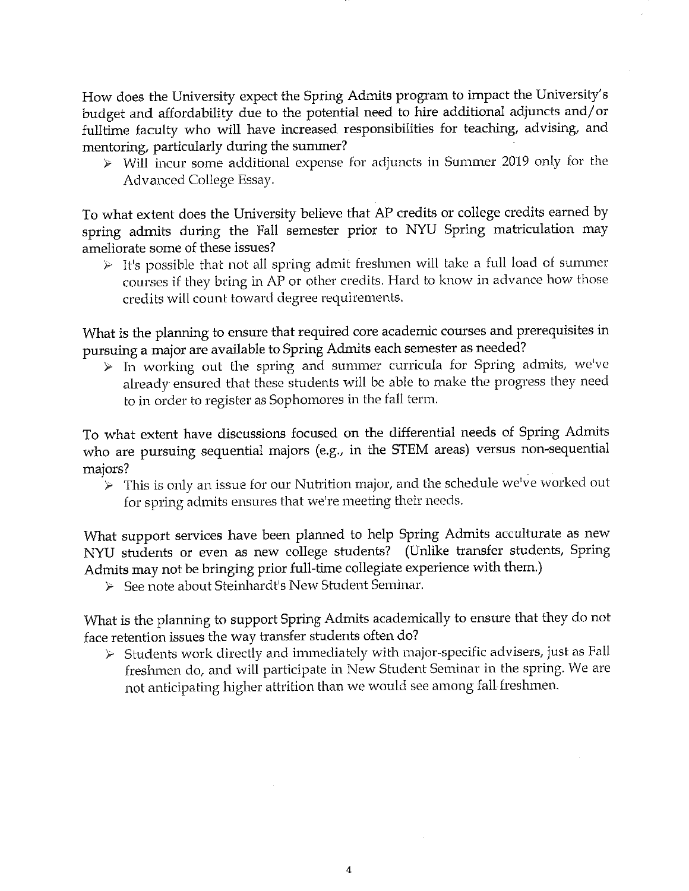How does the University expect the Spring Admits program to impact the University's budget and affordability due to the potential need to hire additional adjuncts and/or fulltime faculty who will have increased responsibilities for teaching, advising, and mentoring, particularly during the summer?

- Will incur some additional expense for adjuncts in Summer 2019 only for the Advanced College Essay.

To what extent does the University believe that AP credits or college credits earned by spring admits during the Fall semester prior to NYU Spring matriculation may ameliorate some of these issues?

- It's possible that not all spring admit freshmen will take a full load of summer courses if they bring in AP or other credits. Hard to know in advance how those credits will count toward degree requirements.

What is the planning to ensure that required core academic courses and prerequisites in pursuing a major are available to Spring Admits each semester as needed?

- In working out the spring and summer curricula for Spring admits, we've already ensured that these students will be able to make the progress they need to in order to register as Sophomores in the fall term.

To what extent have discussions focused on the differential needs of Spring Admits who are pursuing sequential majors (e.g., in the STEM areas) versus non-sequential majors?

- This is only an issue for our Nutrition major, and the schedule we've worked out for spring admits ensures that we're meeting their needs.

What support services have been planned to help Spring Admits acculturate as new NYU students or even as new college students? (Unlike transfer students, Spring Admits may not be bringing prior full-time collegiate experience with them.)

- See note about Steinhardt's New Student Seminar.

What is the planning to support Spring Admits academically to ensure that they do not face retention issues the way transfer students often do?

- Students work directly and immediately with major-specific advisers, just as Fall freshmen do, and will participate in New Student Seminar in the spring. We are not anticipating higher attrition than we would see among fall freshmen.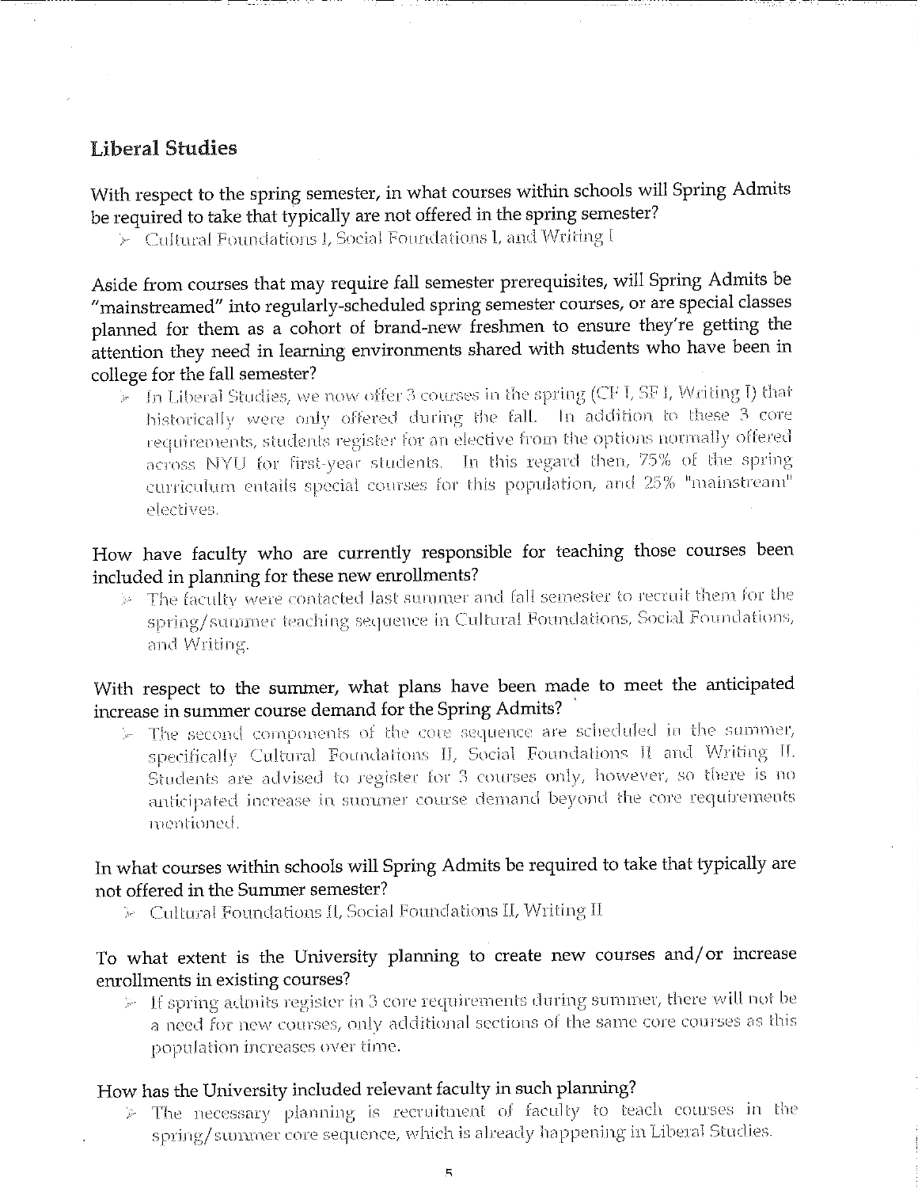## Liberal Studies

With respect to the spring semester, in what courses within schools will Spring Admits be required to take that typically are not offered in the spring semester?

- Cultural Foundations I, Social Foundations I, and Writing I

Aside from courses that may require fall semester prerequisites, will Spring Admits be "mainstreamed" into regularly-scheduled spring semester courses, or are special classes planned for them as a cohort of brand-new freshmen to ensure they're getting the attention they need in learning environments shared with students who have been in college for the fall semester?

- In Liberal Studies, we now offer 3 courses in the spring (CF I, SF I, Writing I) that historically were only offered during the fall. In addition to these 3 core requirements, students register for an elective from the options normally offered across NYU for first-year students. In this regard then, 75% of the spring curriculum entails special courses for this population, and 25% "mainstream" electives.

How have faculty who are currently responsible for teaching those courses been included in planning for these new enrollments?

- The faculty were contacted last summer and fall semester to recruit them for the spring/summer teaching sequence in Cultural Foundations, Social Foundations, and Writing.

With respect to the summer, what plans have been made to meet the anticipated increase in summer course demand for the Spring Admits?

- The second components of the core sequence are scheduled in the summer, specifically Cultural Foundations II, Social Foundations II and Writing II. Students are advised to register for 3 courses only, however, so there is no anticipated increase in summer course demand beyond the core requirements mentioned.

In what courses within schools will Spring Admits be required to take that typically are not offered in the Summer semester?

- Cultural Foundations II, Social Foundations II, Writing II

To what extent is the University planning to create new courses and/or increase enrollments in existing courses?

- If spring admits register in 3 core requirements during summer, there will not be a need for new courses, only additional sections of the same core courses as this population increases over time.

How has the University included relevant faculty in such planning?

- The necessary planning is recruitment of faculty to teach courses in the spring/summer core sequence, which is already happening in Liberal Studies.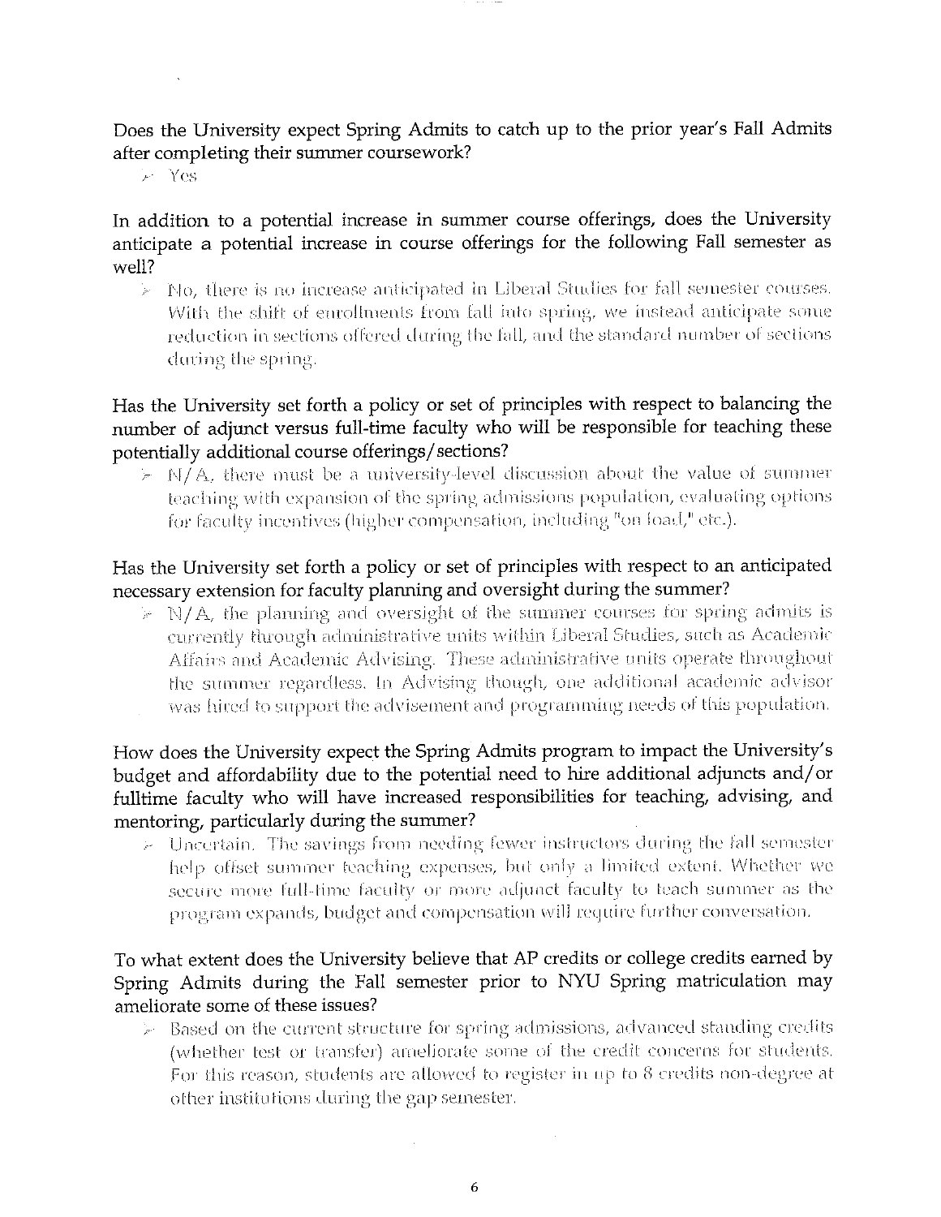Does the University expect Spring Admits to catch up to the prior year's Fall Admits after completing their summer coursework?

- Yes

In addition to a potential increase in summer course offerings, does the University anticipate a potential increase in course offerings for the following Fall semester as well?

- No, there is no increase anticipated in Liberal Studies for fall semester courses. With the shift of enrollments from fall into spring, we instead anticipate some reduction in sections offered during the fall, and the standard number of sections during the spring.

Has the University set forth a policy or set of principles with respect to balancing the number of adjunct versus full-time faculty who will be responsible for teaching these potentially additional course offerings/sections?

- N/A, there must be a university-level discussion about the value of summer teaching with expansion of the spring admissions population, evaluating options for faculty incentives (higher compensation, including "on load," etc.).

Has the University set forth a policy or set of principles with respect to an anticipated necessary extension for faculty planning and oversight during the summer?

- N/A, the planning and oversight of the summer courses for spring admits is currently through administrative units within Liberal Studies, such as Academic Affairs and Academic Advising. These administrative units operate throughout the summer regardless. In Advising though, one additional academic advisor was hired to support the advisement and programming needs of this population.

How does the University expect the Spring Admits program to impact the University's budget and affordability due to the potential need to hire additional adjuncts and/or fulltime faculty who will have increased responsibilities for teaching, advising, and mentoring, particularly during the summer?

- Uncertain. The savings from needing fewer instructors during the fall semester help offset summer teaching expenses, but only a limited extent. Whether we secure more full-time faculty or more adjunct faculty to teach summer as the program expands, budget and compensation will require further conversation.

To what extent does the University believe that AP credits or college credits earned by Spring Admits during the Fall semester prior to NYU Spring matriculation may ameliorate some of these issues?

- Based on the current structure for spring admissions, advanced standing credits (whether test or transfer) ameliorate some of the credit concerns for students. For this reason, students are allowed to register in up to 8 credits non-degree at other institutions during the gap semester.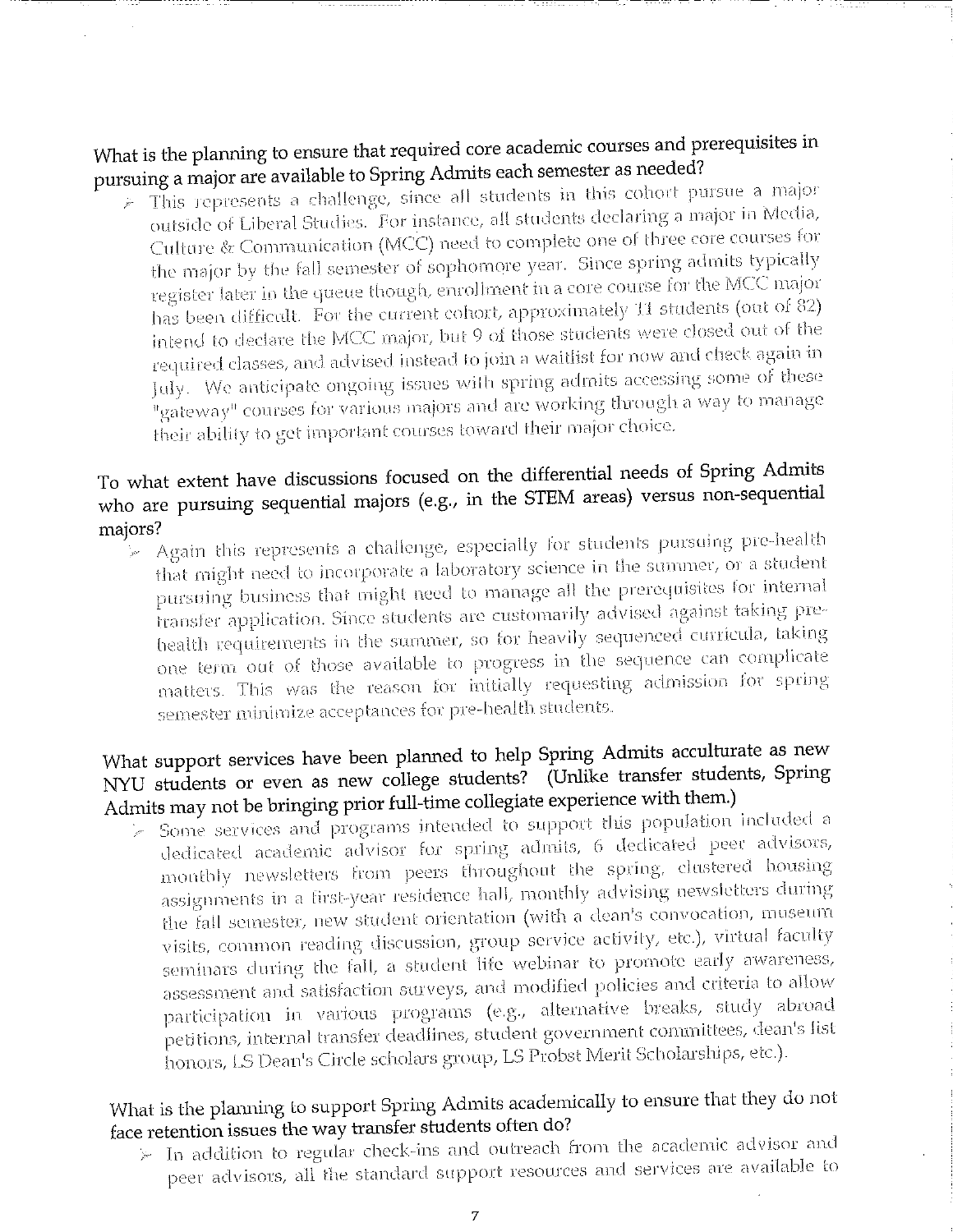**What is the planning to ensure that required core academic courses and prerequisites in pursuing a major are available to Spring Admits each semester as needed?**

- This represents a challenge, since all students in this cohort pursue a major outside of Liberal Studies. For instance, all students declaring a major in Media, Culture & Communication (MCC) need to complete one of three core courses for the major by the fall semester of sophomore year. Since spring admits typically register later in the queue though, enrollment in a core course for the MCC major has been difficult. For the current cohort, approximately 11 students (out of 82) intend to declare the MCC major, but 9 of those students were closed out of the required classes, and advised instead to join a waitlist for now and check again in July. We anticipate ongoing issues with spring admits accessing some of these "gateway" courses for various majors and are working through a way to manage their ability to get important courses toward their major choice.

**To what extent have discussions focused on the differential needs of Spring Admits who are pursuing sequential majors (e.g., in the STEM areas) versus non-sequential majors?**

- Again this represents a challenge, especially for students pursuing pre-health that might need to incorporate a laboratory science in the summer, or a student pursuing business that might need to manage all the prerequisites for internal transfer application. Since students are customarily advised against taking pre-health requirements in the summer, so for heavily sequenced curricula, taking one term out of those available to progress in the sequence can complicate matters. This was the reason for initially requesting admission for spring semester minimize acceptances for pre-health students.

**What support services have been planned to help Spring Admits acculturate as new NYU students or even as new college students? (Unlike transfer students, Spring Admits may not be bringing prior full-time collegiate experience with them.)**

- Some services and programs intended to support this population included a dedicated academic advisor for spring admits, 6 dedicated peer advisors, monthly newsletters from peers throughout the spring, clustered housing assignments in a first-year residence hall, monthly advising newsletters during the fall semester, new student orientation (with a dean's convocation, museum visits, common reading discussion, group service activity, etc.), virtual faculty seminars during the fall, a student life webinar to promote early awareness, assessment and satisfaction surveys, and modified policies and criteria to allow participation in various programs (e.g., alternative breaks, study abroad petitions, internal transfer deadlines, student government committees, dean's list honors, LS Dean's Circle scholars group, LS Probst Merit Scholarships, etc.).

**What is the planning to support Spring Admits academically to ensure that they do not face retention issues the way transfer students often do?**

- In addition to regular check-ins and outreach from the academic advisor and peer advisors, all the standard support resources and services are available to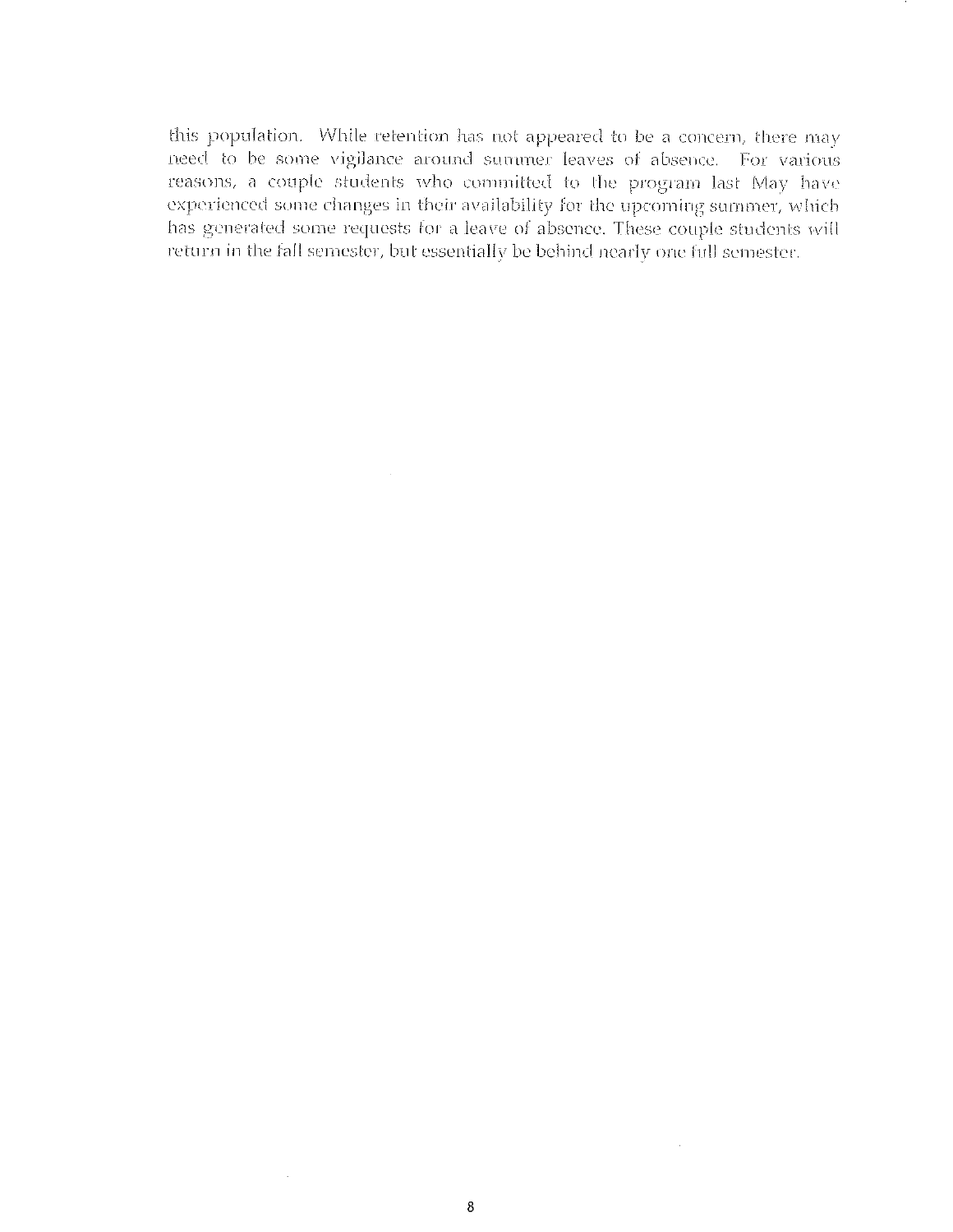this population. While retention has not appeared to be a concern, there may need to be some vigilance around summer leaves of absence. For various reasons, a couple students who committed to the program last May have experienced some changes in their availability for the upcoming summer, which has generated some requests for a leave of absence. These couple students will return in the fall semester, but essentially be behind nearly one full semester.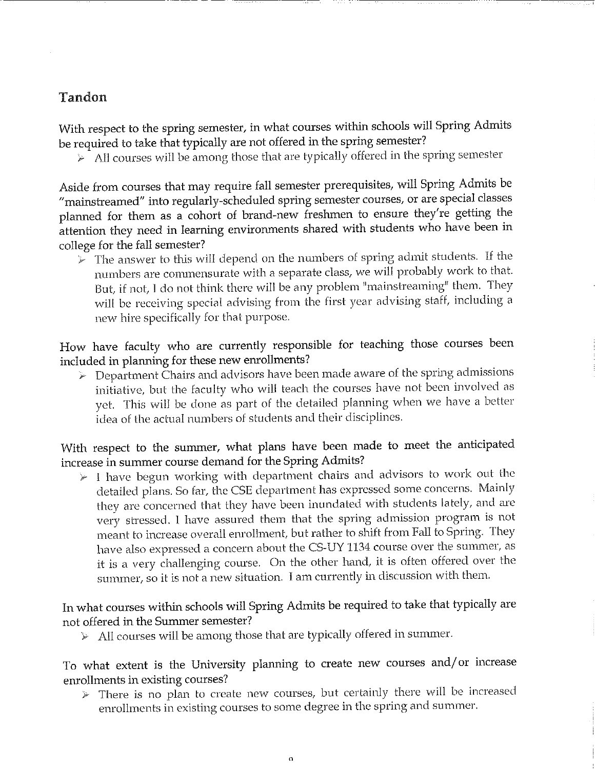## Tandon

With respect to the spring semester, in what courses within schools will Spring Admits be required to take that typically are not offered in the spring semester?

- All courses will be among those that are typically offered in the spring semester

Aside from courses that may require fall semester prerequisites, will Spring Admits be "mainstreamed" into regularly-scheduled spring semester courses, or are special classes planned for them as a cohort of brand-new freshmen to ensure they're getting the attention they need in learning environments shared with students who have been in college for the fall semester?

- The answer to this will depend on the numbers of spring admit students. If the numbers are commensurate with a separate class, we will probably work to that. But, if not, I do not think there will be any problem "mainstreaming" them. They will be receiving special advising from the first year advising staff, including a new hire specifically for that purpose.

How have faculty who are currently responsible for teaching those courses been included in planning for these new enrollments?

- Department Chairs and advisors have been made aware of the spring admissions initiative, but the faculty who will teach the courses have not been involved as yet. This will be done as part of the detailed planning when we have a better idea of the actual numbers of students and their disciplines.

With respect to the summer, what plans have been made to meet the anticipated increase in summer course demand for the Spring Admits?

- I have begun working with department chairs and advisors to work out the detailed plans. So far, the CSE department has expressed some concerns. Mainly they are concerned that they have been inundated with students lately, and are very stressed. I have assured them that the spring admission program is not meant to increase overall enrollment, but rather to shift from Fall to Spring. They have also expressed a concern about the CS-UY 1134 course over the summer, as it is a very challenging course. On the other hand, it is often offered over the summer, so it is not a new situation. I am currently in discussion with them.

In what courses within schools will Spring Admits be required to take that typically are not offered in the Summer semester?

- All courses will be among those that are typically offered in summer.

To what extent is the University planning to create new courses and/or increase enrollments in existing courses?

- There is no plan to create new courses, but certainly there will be increased enrollments in existing courses to some degree in the spring and summer.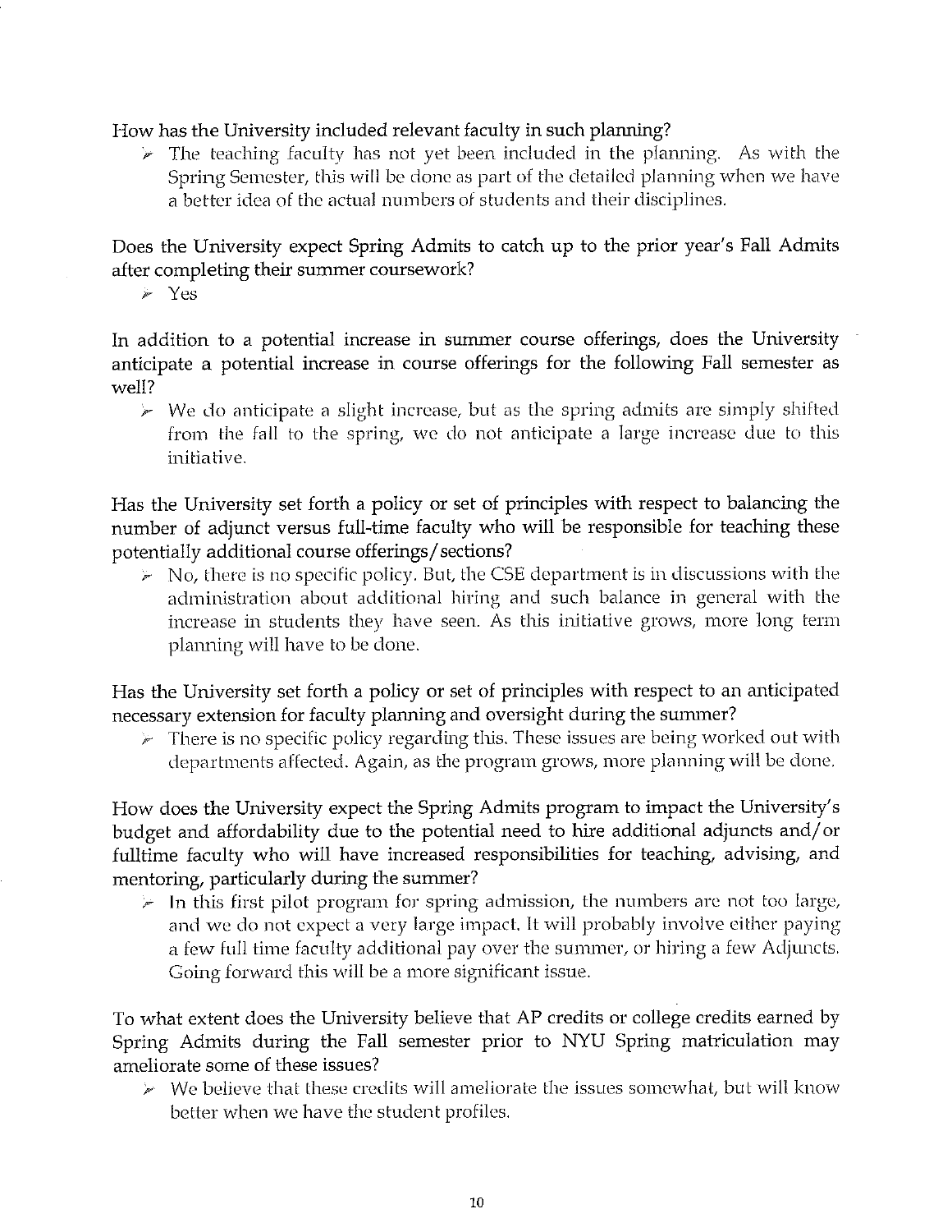How has the University included relevant faculty in such planning?

- The teaching faculty has not yet been included in the planning. As with the Spring Semester, this will be done as part of the detailed planning when we have a better idea of the actual numbers of students and their disciplines.

Does the University expect Spring Admits to catch up to the prior year's Fall Admits after completing their summer coursework?

- Yes

In addition to a potential increase in summer course offerings, does the University anticipate a potential increase in course offerings for the following Fall semester as well?

- We do anticipate a slight increase, but as the spring admits are simply shifted from the fall to the spring, we do not anticipate a large increase due to this initiative.

Has the University set forth a policy or set of principles with respect to balancing the number of adjunct versus full-time faculty who will be responsible for teaching these potentially additional course offerings/sections?

- No, there is no specific policy. But, the CSE department is in discussions with the administration about additional hiring and such balance in general with the increase in students they have seen. As this initiative grows, more long term planning will have to be done.

Has the University set forth a policy or set of principles with respect to an anticipated necessary extension for faculty planning and oversight during the summer?

- There is no specific policy regarding this. These issues are being worked out with departments affected. Again, as the program grows, more planning will be done.

How does the University expect the Spring Admits program to impact the University's budget and affordability due to the potential need to hire additional adjuncts and/or fulltime faculty who will have increased responsibilities for teaching, advising, and mentoring, particularly during the summer?

- In this first pilot program for spring admission, the numbers are not too large, and we do not expect a very large impact. It will probably involve either paying a few full time faculty additional pay over the summer, or hiring a few Adjuncts. Going forward this will be a more significant issue.

To what extent does the University believe that AP credits or college credits earned by Spring Admits during the Fall semester prior to NYU Spring matriculation may ameliorate some of these issues?

- We believe that these credits will ameliorate the issues somewhat, but will know better when we have the student profiles.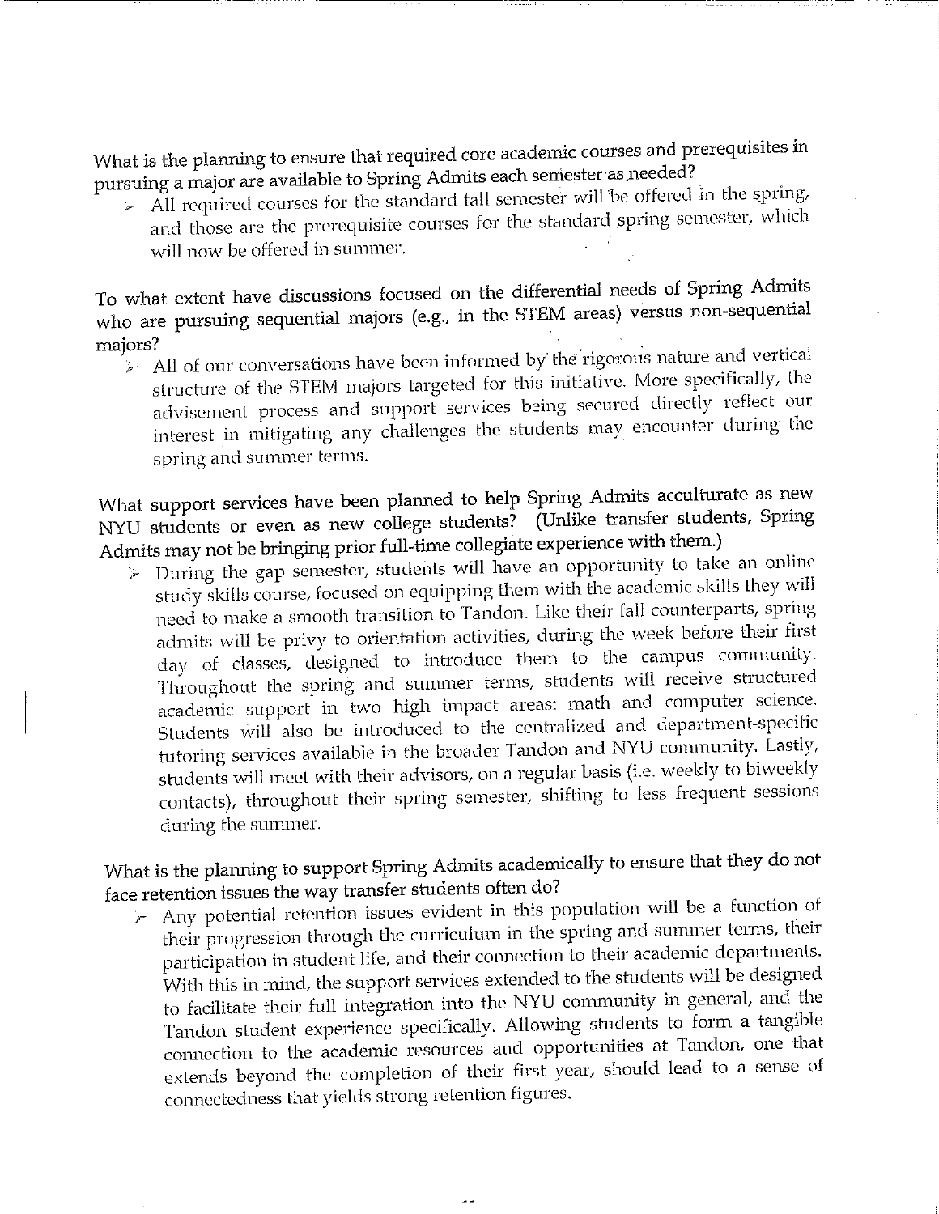What is the planning to ensure that required core academic courses and prerequisites in pursuing a major are available to Spring Admits each semester as needed?

- All required courses for the standard fall semester will be offered in the spring, and those are the prerequisite courses for the standard spring semester, which will now be offered in summer.

To what extent have discussions focused on the differential needs of Spring Admits who are pursuing sequential majors (e.g., in the STEM areas) versus non-sequential majors?

- All of our conversations have been informed by the rigorous nature and vertical structure of the STEM majors targeted for this initiative. More specifically, the advisement process and support services being secured directly reflect our interest in mitigating any challenges the students may encounter during the spring and summer terms.

What support services have been planned to help Spring Admits acculturate as new NYU students or even as new college students? (Unlike transfer students, Spring Admits may not be bringing prior full-time collegiate experience with them.)

- During the gap semester, students will have an opportunity to take an online study skills course, focused on equipping them with the academic skills they will need to make a smooth transition to Tandon. Like their fall counterparts, spring admits will be privy to orientation activities, during the week before their first day of classes, designed to introduce them to the campus community. Throughout the spring and summer terms, students will receive structured academic support in two high impact areas: math and computer science. Students will also be introduced to the centralized and department-specific tutoring services available in the broader Tandon and NYU community. Lastly, students will meet with their advisors, on a regular basis (i.e. weekly to biweekly contacts), throughout their spring semester, shifting to less frequent sessions during the summer.

What is the planning to support Spring Admits academically to ensure that they do not face retention issues the way transfer students often do?

- Any potential retention issues evident in this population will be a function of their progression through the curriculum in the spring and summer terms, their participation in student life, and their connection to their academic departments. With this in mind, the support services extended to the students will be designed to facilitate their full integration into the NYU community in general, and the Tandon student experience specifically. Allowing students to form a tangible connection to the academic resources and opportunities at Tandon, one that extends beyond the completion of their first year, should lead to a sense of connectedness that yields strong retention figures.